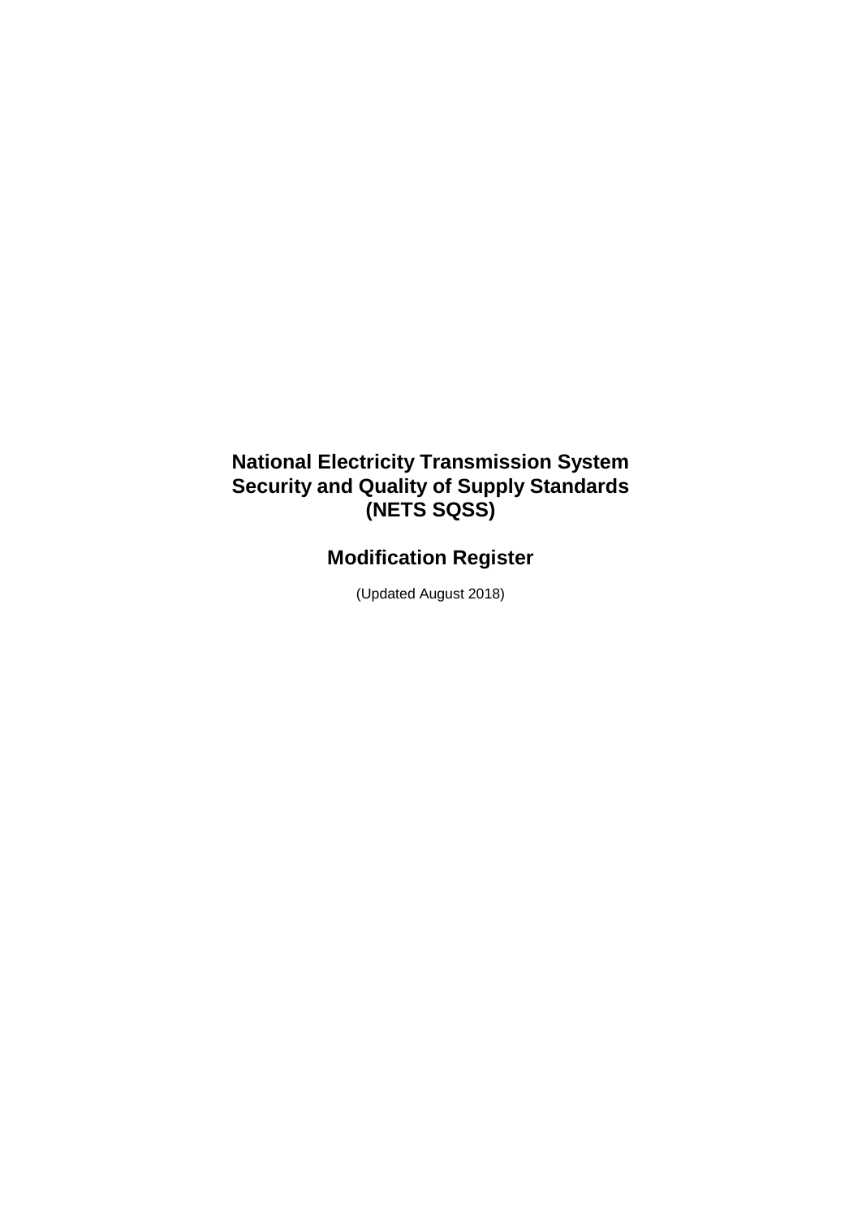# National Electricity Transmission System Security and Quality of Supply Standards (NETS SQSS)

## Modification Register

(Updated August 2018)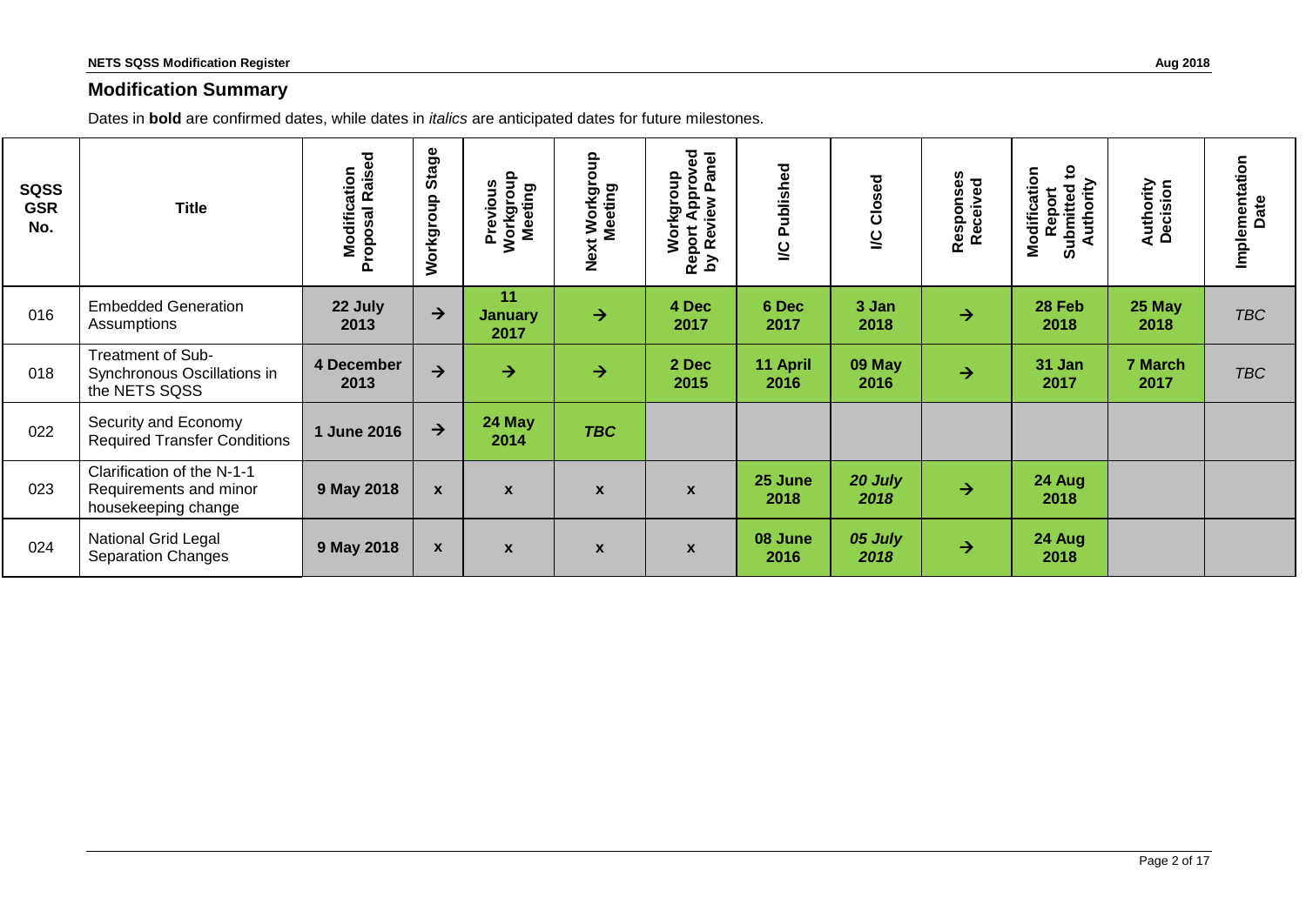## Modification Summary

Dates in **bold** are confirmed dates, while dates in *italics* are anticipated dates for future milestones.

| SQSS GSR No. | Title | Modification Proposal Raised | Workgroup Stage | Previous Workgroup Meeting | Next Workgroup Meeting | Workgroup Report Approved by Review Panel | I/C Published | I/C Closed | Responses Received | Modification Report Submitted to Authority | Authority Decision | Implementation Date |
|---|---|---|---|---|---|---|---|---|---|---|---|---|
| 016 | Embedded Generation Assumptions | **22 July 2013** | → | **11 January 2017** | → | **4 Dec 2017** | **6 Dec 2017** | **3 Jan 2018** | → | **28 Feb 2018** | **25 May 2018** | *TBC* |
| 018 | Treatment of Sub-Synchronous Oscillations in the NETS SQSS | **4 December 2013** | → | → | → | **2 Dec 2015** | **11 April 2016** | **09 May 2016** | → | **31 Jan 2017** | **7 March 2017** | *TBC* |
| 022 | Security and Economy Required Transfer Conditions | **1 June 2016** | → | **24 May 2014** | ***TBC*** | | | | | | | |
| 023 | Clarification of the N-1-1 Requirements and minor housekeeping change | **9 May 2018** | **x** | **x** | **x** | **x** | **25 June 2018** | ***20 July 2018*** | → | **24 Aug 2018** | | |
| 024 | National Grid Legal Separation Changes | **9 May 2018** | **x** | **x** | **x** | **x** | **08 June 2016** | ***05 July 2018*** | → | **24 Aug 2018** | | |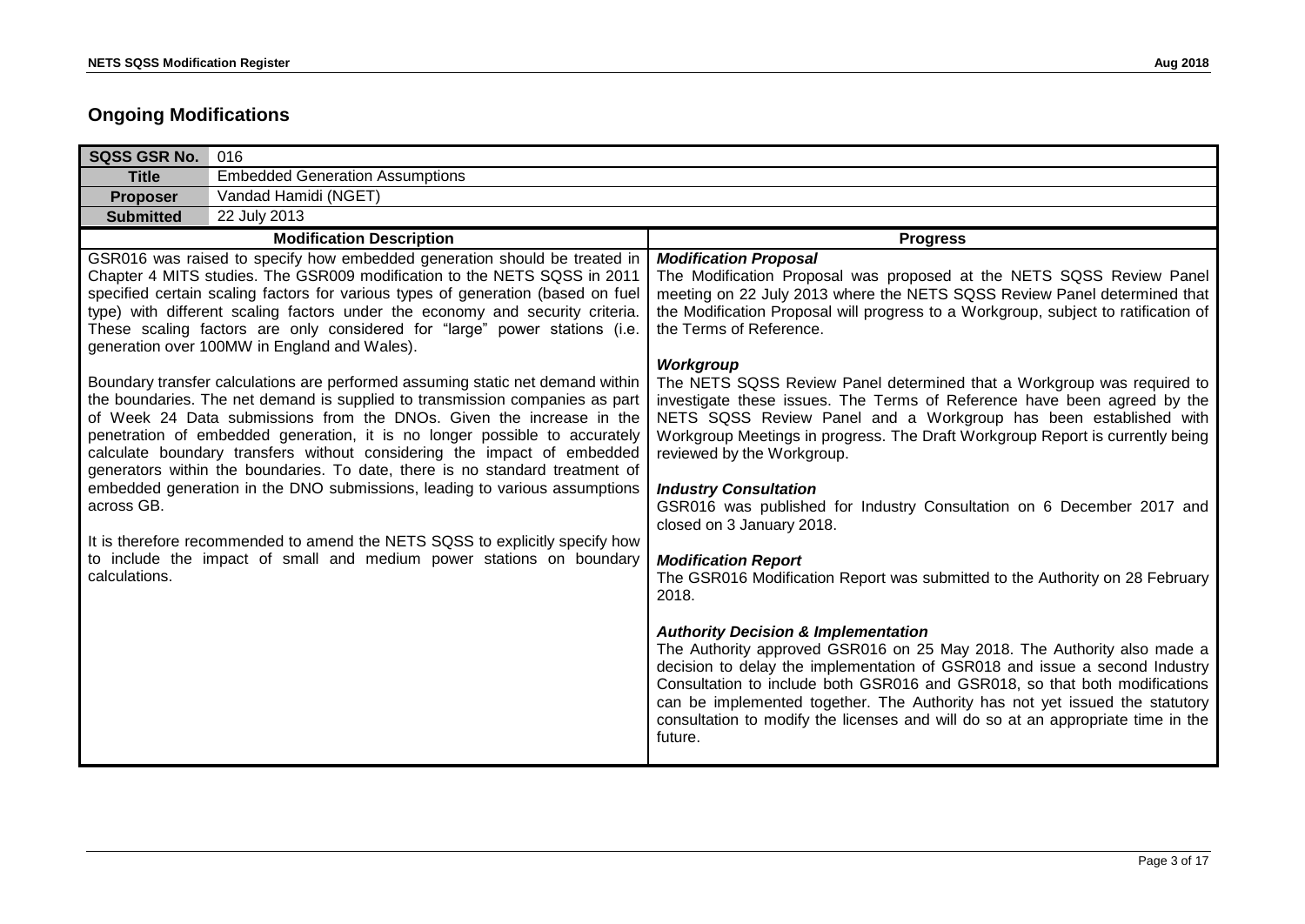## Ongoing Modifications

| SQSS GSR No. | 016 |
|---|---|
| **Title** | Embedded Generation Assumptions |
| **Proposer** | Vandad Hamidi (NGET) |
| **Submitted** | 22 July 2013 |

| Modification Description | Progress |
|---|---|
| GSR016 was raised to specify how embedded generation should be treated in Chapter 4 MITS studies. The GSR009 modification to the NETS SQSS in 2011 specified certain scaling factors for various types of generation (based on fuel type) with different scaling factors under the economy and security criteria. These scaling factors are only considered for "large" power stations (i.e. generation over 100MW in England and Wales).<br><br>Boundary transfer calculations are performed assuming static net demand within the boundaries. The net demand is supplied to transmission companies as part of Week 24 Data submissions from the DNOs. Given the increase in the penetration of embedded generation, it is no longer possible to accurately calculate boundary transfers without considering the impact of embedded generators within the boundaries. To date, there is no standard treatment of embedded generation in the DNO submissions, leading to various assumptions across GB.<br><br>It is therefore recommended to amend the NETS SQSS to explicitly specify how to include the impact of small and medium power stations on boundary calculations. | ***Modification Proposal***<br>The Modification Proposal was proposed at the NETS SQSS Review Panel meeting on 22 July 2013 where the NETS SQSS Review Panel determined that the Modification Proposal will progress to a Workgroup, subject to ratification of the Terms of Reference.<br><br>***Workgroup***<br>The NETS SQSS Review Panel determined that a Workgroup was required to investigate these issues. The Terms of Reference have been agreed by the NETS SQSS Review Panel and a Workgroup has been established with Workgroup Meetings in progress. The Draft Workgroup Report is currently being reviewed by the Workgroup.<br><br>***Industry Consultation***<br>GSR016 was published for Industry Consultation on 6 December 2017 and closed on 3 January 2018.<br><br>***Modification Report***<br>The GSR016 Modification Report was submitted to the Authority on 28 February 2018.<br><br>***Authority Decision & Implementation***<br>The Authority approved GSR016 on 25 May 2018. The Authority also made a decision to delay the implementation of GSR018 and issue a second Industry Consultation to include both GSR016 and GSR018, so that both modifications can be implemented together. The Authority has not yet issued the statutory consultation to modify the licenses and will do so at an appropriate time in the future. |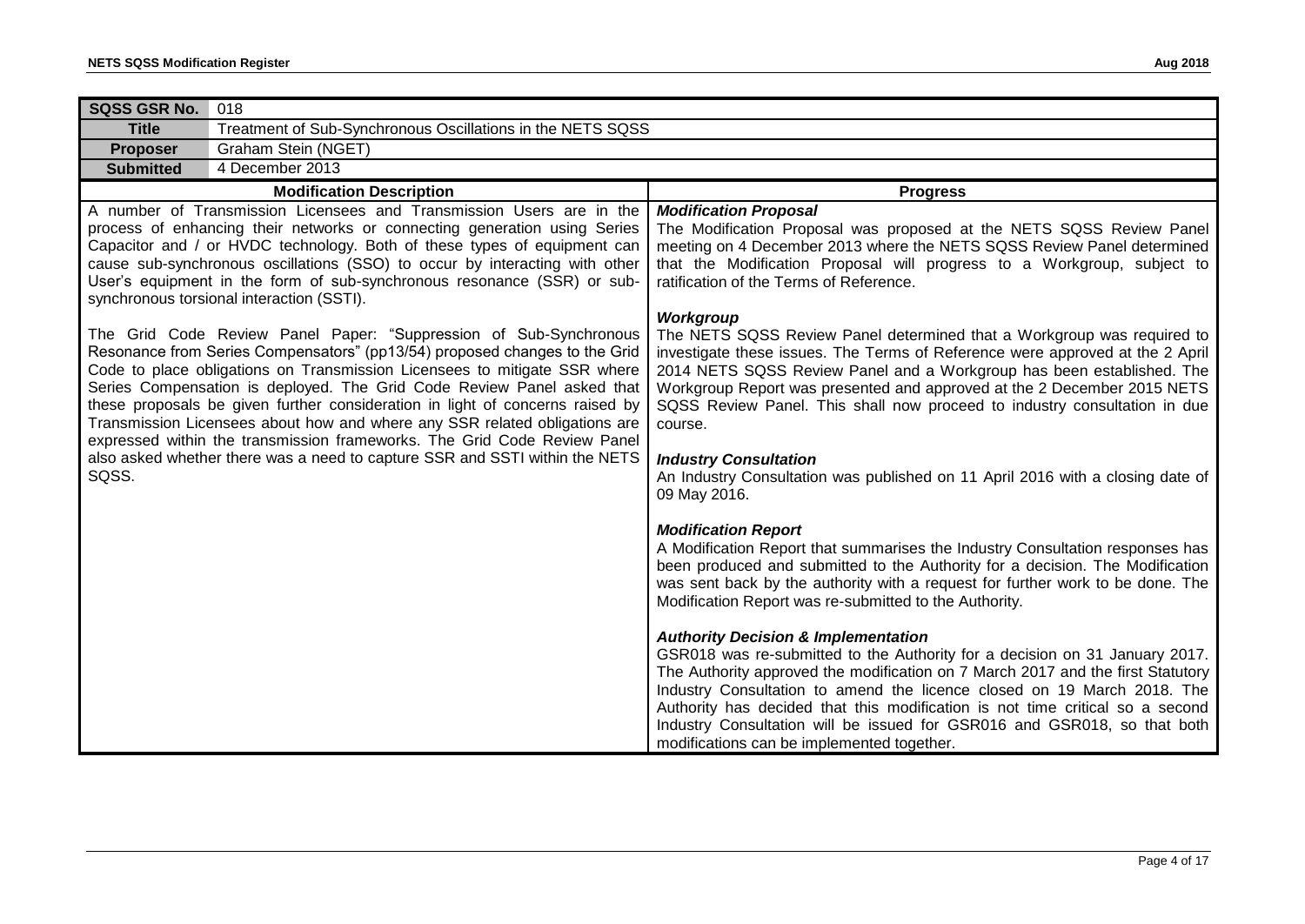| SQSS GSR No. | 018 |
|---|---|
| **Title** | Treatment of Sub-Synchronous Oscillations in the NETS SQSS |
| **Proposer** | Graham Stein (NGET) |
| **Submitted** | 4 December 2013 |

| Modification Description | Progress |
|---|---|
| A number of Transmission Licensees and Transmission Users are in the process of enhancing their networks or connecting generation using Series Capacitor and / or HVDC technology. Both of these types of equipment can cause sub-synchronous oscillations (SSO) to occur by interacting with other User's equipment in the form of sub-synchronous resonance (SSR) or sub-synchronous torsional interaction (SSTI).<br><br>The Grid Code Review Panel Paper: "Suppression of Sub-Synchronous Resonance from Series Compensators" (pp13/54) proposed changes to the Grid Code to place obligations on Transmission Licensees to mitigate SSR where Series Compensation is deployed. The Grid Code Review Panel asked that these proposals be given further consideration in light of concerns raised by Transmission Licensees about how and where any SSR related obligations are expressed within the transmission frameworks. The Grid Code Review Panel also asked whether there was a need to capture SSR and SSTI within the NETS SQSS. | ***Modification Proposal***<br>The Modification Proposal was proposed at the NETS SQSS Review Panel meeting on 4 December 2013 where the NETS SQSS Review Panel determined that the Modification Proposal will progress to a Workgroup, subject to ratification of the Terms of Reference.<br><br>***Workgroup***<br>The NETS SQSS Review Panel determined that a Workgroup was required to investigate these issues. The Terms of Reference were approved at the 2 April 2014 NETS SQSS Review Panel and a Workgroup has been established. The Workgroup Report was presented and approved at the 2 December 2015 NETS SQSS Review Panel. This shall now proceed to industry consultation in due course.<br><br>***Industry Consultation***<br>An Industry Consultation was published on 11 April 2016 with a closing date of 09 May 2016.<br><br>***Modification Report***<br>A Modification Report that summarises the Industry Consultation responses has been produced and submitted to the Authority for a decision. The Modification was sent back by the authority with a request for further work to be done. The Modification Report was re-submitted to the Authority.<br><br>***Authority Decision & Implementation***<br>GSR018 was re-submitted to the Authority for a decision on 31 January 2017. The Authority approved the modification on 7 March 2017 and the first Statutory Industry Consultation to amend the licence closed on 19 March 2018. The Authority has decided that this modification is not time critical so a second Industry Consultation will be issued for GSR016 and GSR018, so that both modifications can be implemented together. |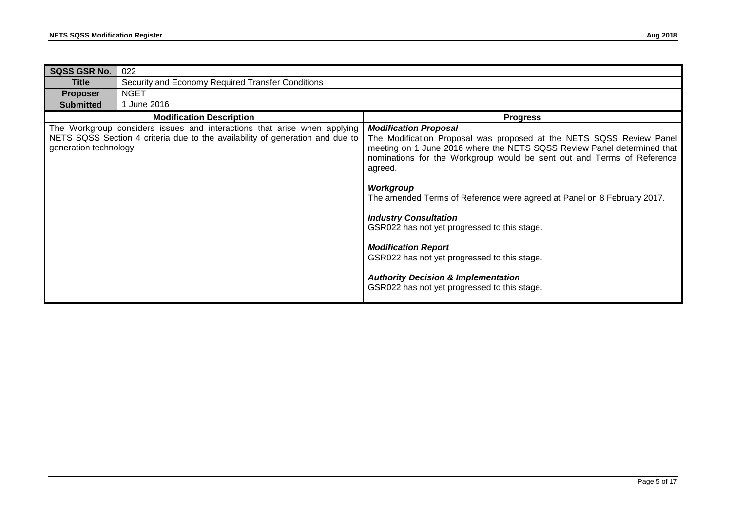| SQSS GSR No. | 022 |
| --- | --- |
| **Title** | Security and Economy Required Transfer Conditions |
| **Proposer** | NGET |
| **Submitted** | 1 June 2016 |

| Modification Description | Progress |
| --- | --- |
| The Workgroup considers issues and interactions that arise when applying NETS SQSS Section 4 criteria due to the availability of generation and due to generation technology. | ***Modification Proposal***<br>The Modification Proposal was proposed at the NETS SQSS Review Panel meeting on 1 June 2016 where the NETS SQSS Review Panel determined that nominations for the Workgroup would be sent out and Terms of Reference agreed.<br><br>***Workgroup***<br>The amended Terms of Reference were agreed at Panel on 8 February 2017.<br><br>***Industry Consultation***<br>GSR022 has not yet progressed to this stage.<br><br>***Modification Report***<br>GSR022 has not yet progressed to this stage.<br><br>***Authority Decision & Implementation***<br>GSR022 has not yet progressed to this stage. |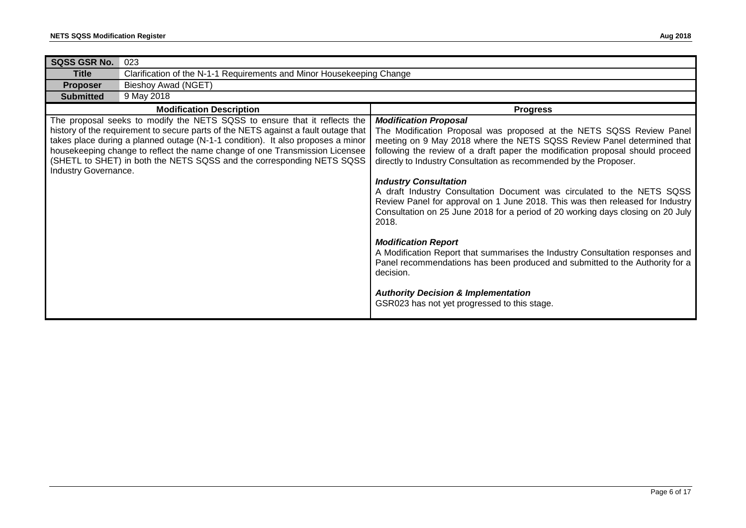| SQSS GSR No. | 023 | |
|---|---|---|
| **Title** | Clarification of the N-1-1 Requirements and Minor Housekeeping Change | |
| **Proposer** | Bieshoy Awad (NGET) | |
| **Submitted** | 9 May 2018 | |
| **Modification Description** | | **Progress** |
| The proposal seeks to modify the NETS SQSS to ensure that it reflects the history of the requirement to secure parts of the NETS against a fault outage that takes place during a planned outage (N-1-1 condition). It also proposes a minor housekeeping change to reflect the name change of one Transmission Licensee (SHETL to SHET) in both the NETS SQSS and the corresponding NETS SQSS Industry Governance. | | ***Modification Proposal***<br>The Modification Proposal was proposed at the NETS SQSS Review Panel meeting on 9 May 2018 where the NETS SQSS Review Panel determined that following the review of a draft paper the modification proposal should proceed directly to Industry Consultation as recommended by the Proposer.<br><br>***Industry Consultation***<br>A draft Industry Consultation Document was circulated to the NETS SQSS Review Panel for approval on 1 June 2018. This was then released for Industry Consultation on 25 June 2018 for a period of 20 working days closing on 20 July 2018.<br><br>***Modification Report***<br>A Modification Report that summarises the Industry Consultation responses and Panel recommendations has been produced and submitted to the Authority for a decision.<br><br>***Authority Decision & Implementation***<br>GSR023 has not yet progressed to this stage. |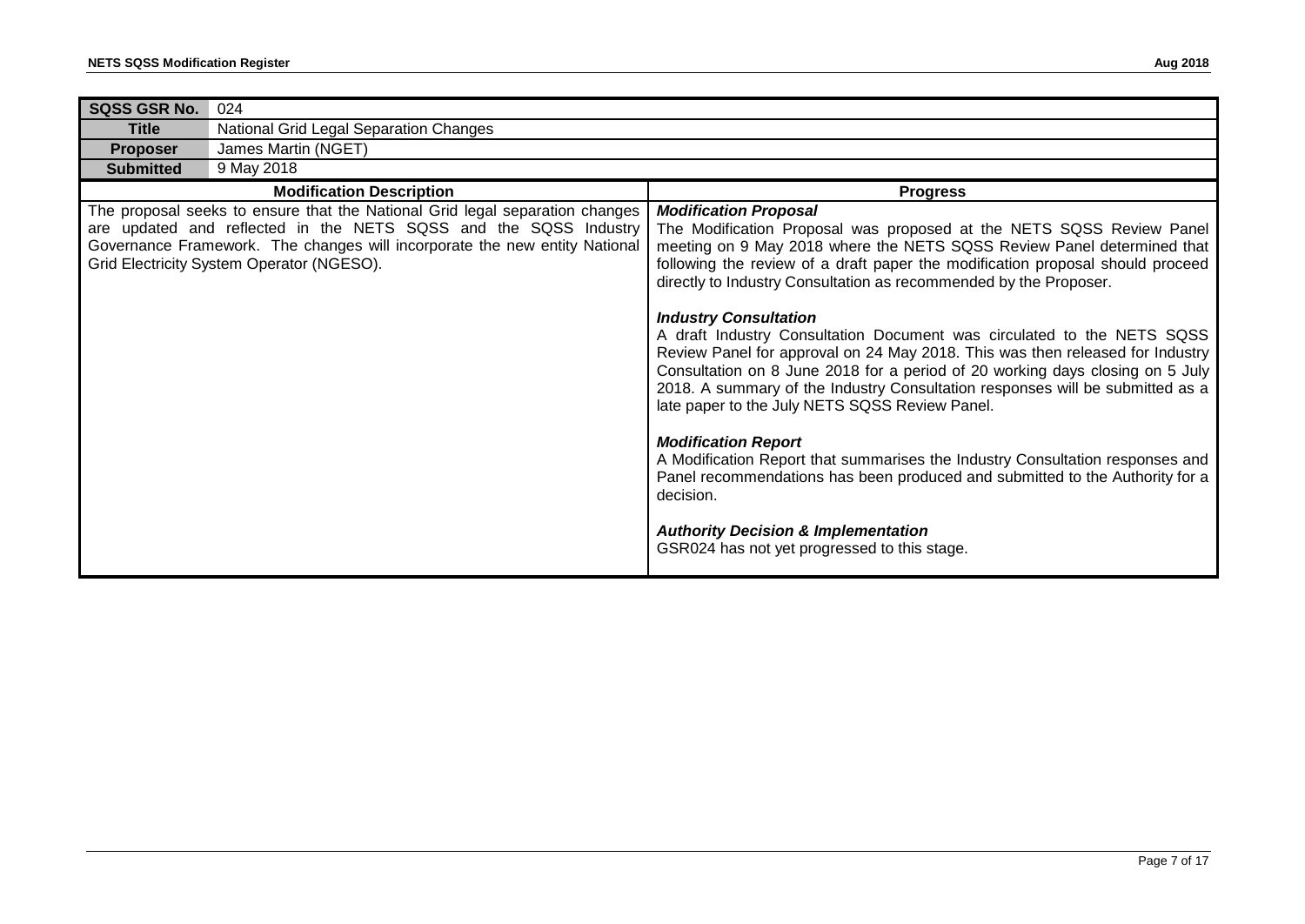| SQSS GSR No. | 024 |
|---|---|
| **Title** | National Grid Legal Separation Changes |
| **Proposer** | James Martin (NGET) |
| **Submitted** | 9 May 2018 |

| Modification Description | Progress |
|---|---|
| The proposal seeks to ensure that the National Grid legal separation changes are updated and reflected in the NETS SQSS and the SQSS Industry Governance Framework. The changes will incorporate the new entity National Grid Electricity System Operator (NGESO). | ***Modification Proposal*** <br> The Modification Proposal was proposed at the NETS SQSS Review Panel meeting on 9 May 2018 where the NETS SQSS Review Panel determined that following the review of a draft paper the modification proposal should proceed directly to Industry Consultation as recommended by the Proposer. <br><br> ***Industry Consultation*** <br> A draft Industry Consultation Document was circulated to the NETS SQSS Review Panel for approval on 24 May 2018. This was then released for Industry Consultation on 8 June 2018 for a period of 20 working days closing on 5 July 2018. A summary of the Industry Consultation responses will be submitted as a late paper to the July NETS SQSS Review Panel. <br><br> ***Modification Report*** <br> A Modification Report that summarises the Industry Consultation responses and Panel recommendations has been produced and submitted to the Authority for a decision. <br><br> ***Authority Decision & Implementation*** <br> GSR024 has not yet progressed to this stage. |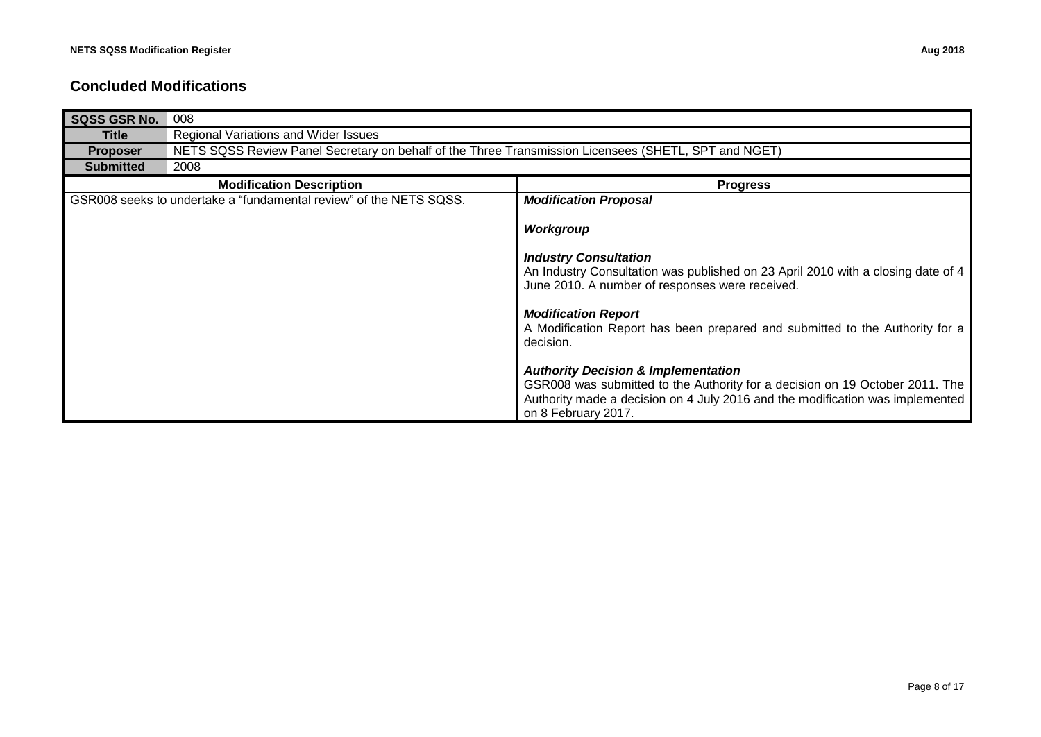## Concluded Modifications

| SQSS GSR No. | 008 |
|---|---|
| **Title** | Regional Variations and Wider Issues |
| **Proposer** | NETS SQSS Review Panel Secretary on behalf of the Three Transmission Licensees (SHETL, SPT and NGET) |
| **Submitted** | 2008 |

| Modification Description | Progress |
|---|---|
| GSR008 seeks to undertake a "fundamental review" of the NETS SQSS. | ***Modification Proposal***<br><br>***Workgroup***<br><br>***Industry Consultation***<br>An Industry Consultation was published on 23 April 2010 with a closing date of 4 June 2010. A number of responses were received.<br><br>***Modification Report***<br>A Modification Report has been prepared and submitted to the Authority for a decision.<br><br>***Authority Decision & Implementation***<br>GSR008 was submitted to the Authority for a decision on 19 October 2011. The Authority made a decision on 4 July 2016 and the modification was implemented on 8 February 2017. |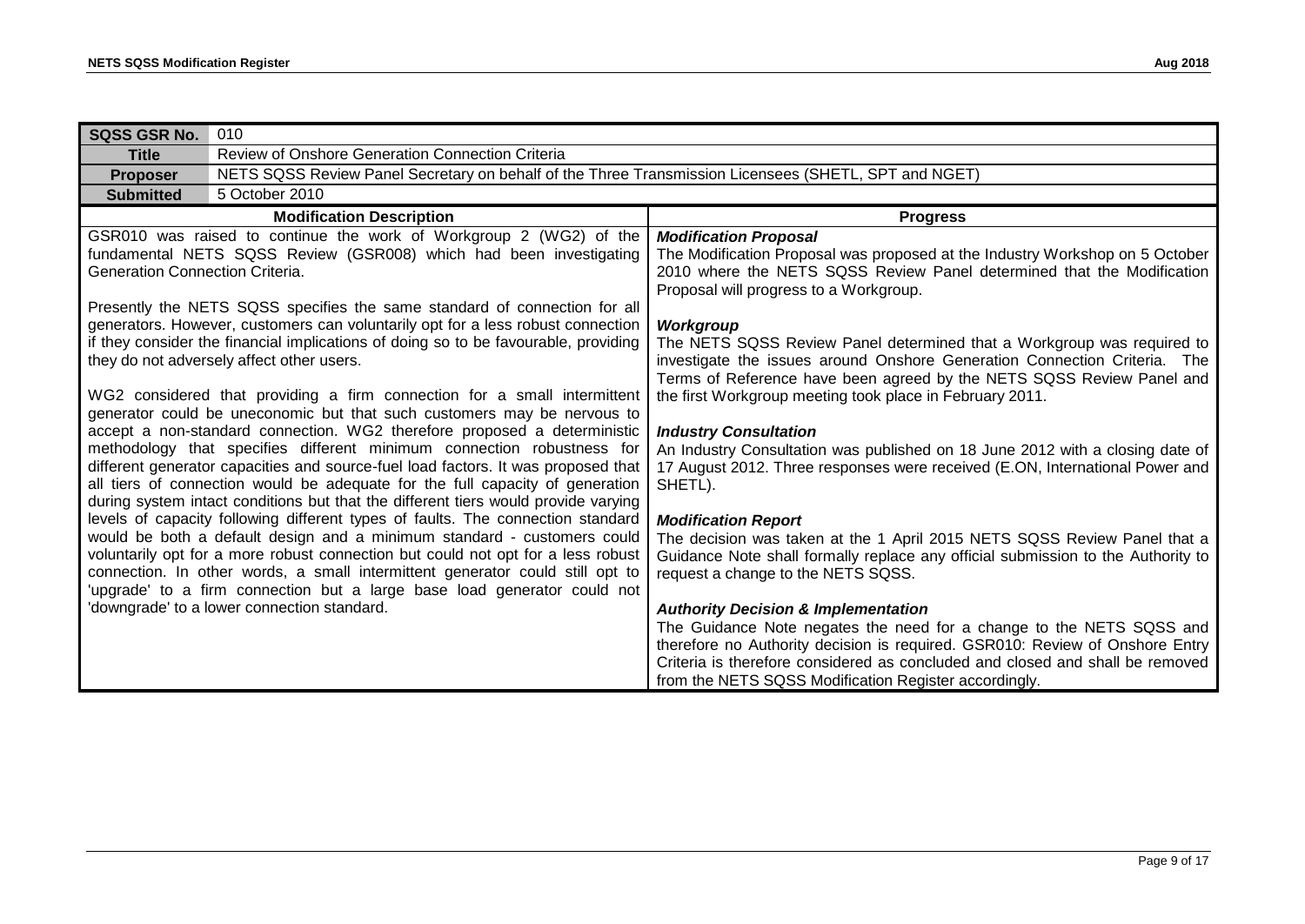| SQSS GSR No. | 010 |
|---|---|
| Title | Review of Onshore Generation Connection Criteria |
| Proposer | NETS SQSS Review Panel Secretary on behalf of the Three Transmission Licensees (SHETL, SPT and NGET) |
| Submitted | 5 October 2010 |

| Modification Description | Progress |
|---|---|
| GSR010 was raised to continue the work of Workgroup 2 (WG2) of the fundamental NETS SQSS Review (GSR008) which had been investigating Generation Connection Criteria.<br><br>Presently the NETS SQSS specifies the same standard of connection for all generators. However, customers can voluntarily opt for a less robust connection if they consider the financial implications of doing so to be favourable, providing they do not adversely affect other users.<br><br>WG2 considered that providing a firm connection for a small intermittent generator could be uneconomic but that such customers may be nervous to accept a non-standard connection. WG2 therefore proposed a deterministic methodology that specifies different minimum connection robustness for different generator capacities and source-fuel load factors. It was proposed that all tiers of connection would be adequate for the full capacity of generation during system intact conditions but that the different tiers would provide varying levels of capacity following different types of faults. The connection standard would be both a default design and a minimum standard - customers could voluntarily opt for a more robust connection but could not opt for a less robust connection. In other words, a small intermittent generator could still opt to 'upgrade' to a firm connection but a large base load generator could not 'downgrade' to a lower connection standard. | ***Modification Proposal***<br>The Modification Proposal was proposed at the Industry Workshop on 5 October 2010 where the NETS SQSS Review Panel determined that the Modification Proposal will progress to a Workgroup.<br><br>***Workgroup***<br>The NETS SQSS Review Panel determined that a Workgroup was required to investigate the issues around Onshore Generation Connection Criteria. The Terms of Reference have been agreed by the NETS SQSS Review Panel and the first Workgroup meeting took place in February 2011.<br><br>***Industry Consultation***<br>An Industry Consultation was published on 18 June 2012 with a closing date of 17 August 2012. Three responses were received (E.ON, International Power and SHETL).<br><br>***Modification Report***<br>The decision was taken at the 1 April 2015 NETS SQSS Review Panel that a Guidance Note shall formally replace any official submission to the Authority to request a change to the NETS SQSS.<br><br>***Authority Decision & Implementation***<br>The Guidance Note negates the need for a change to the NETS SQSS and therefore no Authority decision is required. GSR010: Review of Onshore Entry Criteria is therefore considered as concluded and closed and shall be removed from the NETS SQSS Modification Register accordingly. |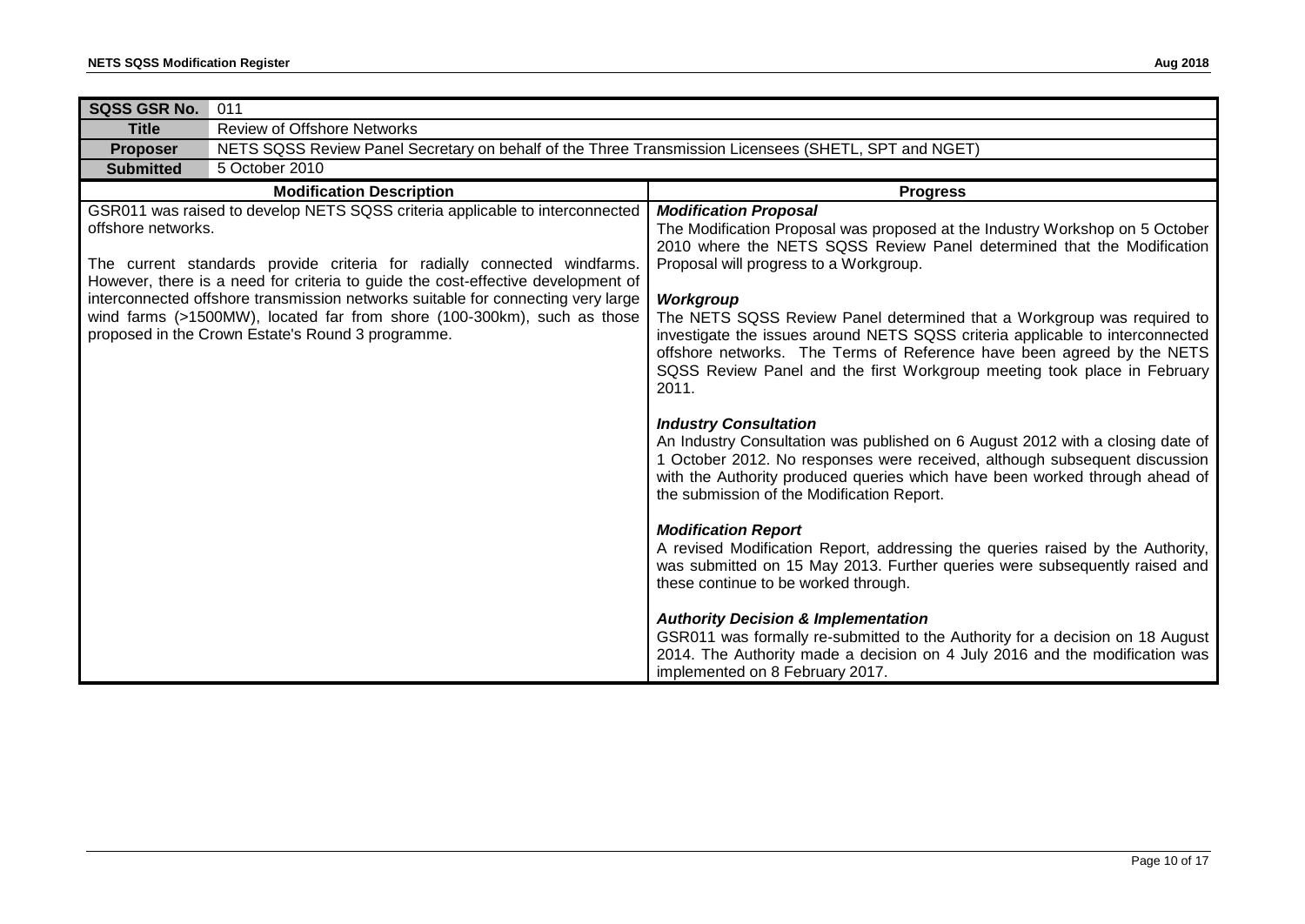| SQSS GSR No. | 011 |
| --- | --- |
| **Title** | Review of Offshore Networks |
| **Proposer** | NETS SQSS Review Panel Secretary on behalf of the Three Transmission Licensees (SHETL, SPT and NGET) |
| **Submitted** | 5 October 2010 |

| Modification Description | Progress |
| --- | --- |
| GSR011 was raised to develop NETS SQSS criteria applicable to interconnected offshore networks.<br><br>The current standards provide criteria for radially connected windfarms. However, there is a need for criteria to guide the cost-effective development of interconnected offshore transmission networks suitable for connecting very large wind farms (>1500MW), located far from shore (100-300km), such as those proposed in the Crown Estate's Round 3 programme. | ***Modification Proposal***<br>The Modification Proposal was proposed at the Industry Workshop on 5 October 2010 where the NETS SQSS Review Panel determined that the Modification Proposal will progress to a Workgroup.<br><br>***Workgroup***<br>The NETS SQSS Review Panel determined that a Workgroup was required to investigate the issues around NETS SQSS criteria applicable to interconnected offshore networks. The Terms of Reference have been agreed by the NETS SQSS Review Panel and the first Workgroup meeting took place in February 2011.<br><br>***Industry Consultation***<br>An Industry Consultation was published on 6 August 2012 with a closing date of 1 October 2012. No responses were received, although subsequent discussion with the Authority produced queries which have been worked through ahead of the submission of the Modification Report.<br><br>***Modification Report***<br>A revised Modification Report, addressing the queries raised by the Authority, was submitted on 15 May 2013. Further queries were subsequently raised and these continue to be worked through.<br><br>***Authority Decision & Implementation***<br>GSR011 was formally re-submitted to the Authority for a decision on 18 August 2014. The Authority made a decision on 4 July 2016 and the modification was implemented on 8 February 2017. |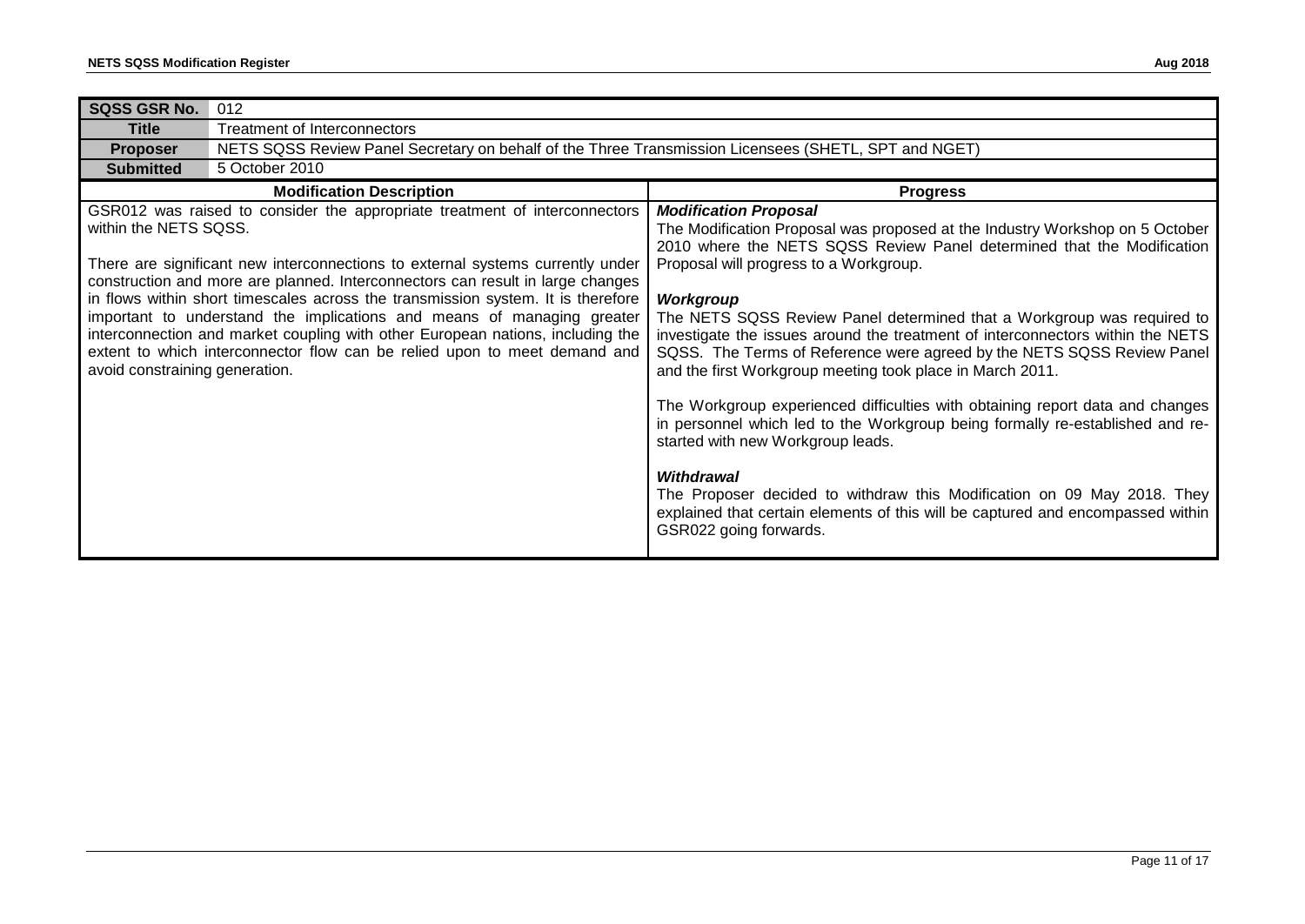| SQSS GSR No. | 012 |
|---|---|
| **Title** | Treatment of Interconnectors |
| **Proposer** | NETS SQSS Review Panel Secretary on behalf of the Three Transmission Licensees (SHETL, SPT and NGET) |
| **Submitted** | 5 October 2010 |

| Modification Description | Progress |
|---|---|
| GSR012 was raised to consider the appropriate treatment of interconnectors within the NETS SQSS.<br><br>There are significant new interconnections to external systems currently under construction and more are planned. Interconnectors can result in large changes in flows within short timescales across the transmission system. It is therefore important to understand the implications and means of managing greater interconnection and market coupling with other European nations, including the extent to which interconnector flow can be relied upon to meet demand and avoid constraining generation. | ***Modification Proposal***<br>The Modification Proposal was proposed at the Industry Workshop on 5 October 2010 where the NETS SQSS Review Panel determined that the Modification Proposal will progress to a Workgroup.<br><br>***Workgroup***<br>The NETS SQSS Review Panel determined that a Workgroup was required to investigate the issues around the treatment of interconnectors within the NETS SQSS. The Terms of Reference were agreed by the NETS SQSS Review Panel and the first Workgroup meeting took place in March 2011.<br><br>The Workgroup experienced difficulties with obtaining report data and changes in personnel which led to the Workgroup being formally re-established and re-started with new Workgroup leads.<br><br>***Withdrawal***<br>The Proposer decided to withdraw this Modification on 09 May 2018. They explained that certain elements of this will be captured and encompassed within GSR022 going forwards. |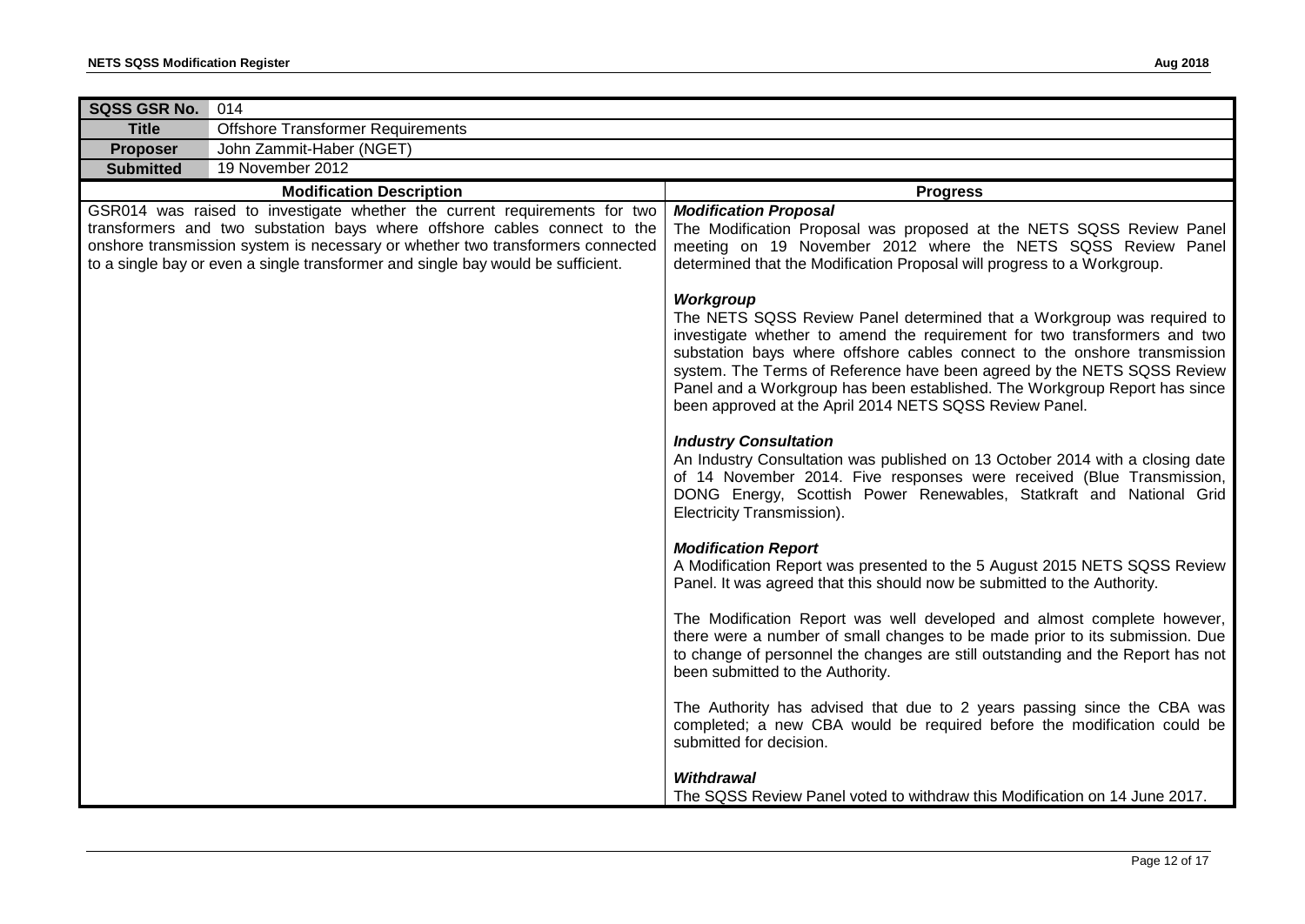| SQSS GSR No. | 014 |
|---|---|
| **Title** | Offshore Transformer Requirements |
| **Proposer** | John Zammit-Haber (NGET) |
| **Submitted** | 19 November 2012 |

| Modification Description | Progress |
|---|---|
| GSR014 was raised to investigate whether the current requirements for two transformers and two substation bays where offshore cables connect to the onshore transmission system is necessary or whether two transformers connected to a single bay or even a single transformer and single bay would be sufficient. | ***Modification Proposal***<br>The Modification Proposal was proposed at the NETS SQSS Review Panel meeting on 19 November 2012 where the NETS SQSS Review Panel determined that the Modification Proposal will progress to a Workgroup.<br><br>***Workgroup***<br>The NETS SQSS Review Panel determined that a Workgroup was required to investigate whether to amend the requirement for two transformers and two substation bays where offshore cables connect to the onshore transmission system. The Terms of Reference have been agreed by the NETS SQSS Review Panel and a Workgroup has been established. The Workgroup Report has since been approved at the April 2014 NETS SQSS Review Panel.<br><br>***Industry Consultation***<br>An Industry Consultation was published on 13 October 2014 with a closing date of 14 November 2014. Five responses were received (Blue Transmission, DONG Energy, Scottish Power Renewables, Statkraft and National Grid Electricity Transmission).<br><br>***Modification Report***<br>A Modification Report was presented to the 5 August 2015 NETS SQSS Review Panel. It was agreed that this should now be submitted to the Authority.<br><br>The Modification Report was well developed and almost complete however, there were a number of small changes to be made prior to its submission. Due to change of personnel the changes are still outstanding and the Report has not been submitted to the Authority.<br><br>The Authority has advised that due to 2 years passing since the CBA was completed; a new CBA would be required before the modification could be submitted for decision.<br><br>***Withdrawal***<br>The SQSS Review Panel voted to withdraw this Modification on 14 June 2017. |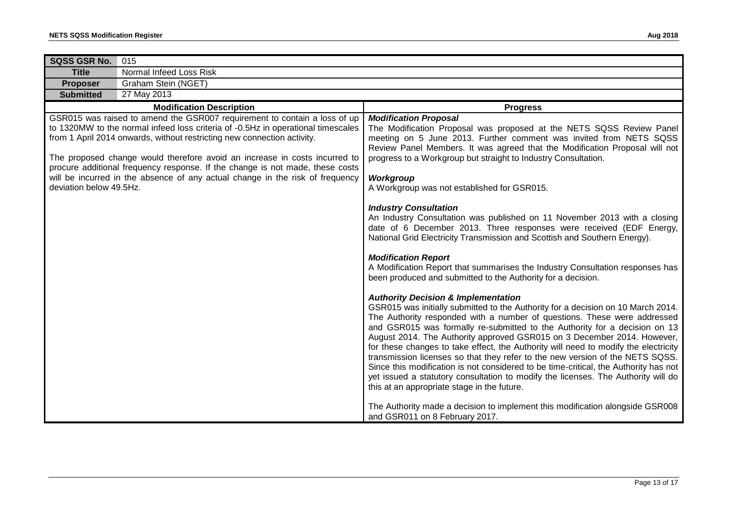| **SQSS GSR No.** | 015 |
|---|---|
| **Title** | Normal Infeed Loss Risk |
| **Proposer** | Graham Stein (NGET) |
| **Submitted** | 27 May 2013 |

| **Modification Description** | **Progress** |
|---|---|
| GSR015 was raised to amend the GSR007 requirement to contain a loss of up to 1320MW to the normal infeed loss criteria of -0.5Hz in operational timescales from 1 April 2014 onwards, without restricting new connection activity.<br><br>The proposed change would therefore avoid an increase in costs incurred to procure additional frequency response. If the change is not made, these costs will be incurred in the absence of any actual change in the risk of frequency deviation below 49.5Hz. | ***Modification Proposal***<br>The Modification Proposal was proposed at the NETS SQSS Review Panel meeting on 5 June 2013. Further comment was invited from NETS SQSS Review Panel Members. It was agreed that the Modification Proposal will not progress to a Workgroup but straight to Industry Consultation.<br><br>***Workgroup***<br>A Workgroup was not established for GSR015.<br><br>***Industry Consultation***<br>An Industry Consultation was published on 11 November 2013 with a closing date of 6 December 2013. Three responses were received (EDF Energy, National Grid Electricity Transmission and Scottish and Southern Energy).<br><br>***Modification Report***<br>A Modification Report that summarises the Industry Consultation responses has been produced and submitted to the Authority for a decision.<br><br>***Authority Decision & Implementation***<br>GSR015 was initially submitted to the Authority for a decision on 10 March 2014. The Authority responded with a number of questions. These were addressed and GSR015 was formally re-submitted to the Authority for a decision on 13 August 2014. The Authority approved GSR015 on 3 December 2014. However, for these changes to take effect, the Authority will need to modify the electricity transmission licenses so that they refer to the new version of the NETS SQSS. Since this modification is not considered to be time-critical, the Authority has not yet issued a statutory consultation to modify the licenses. The Authority will do this at an appropriate stage in the future.<br><br>The Authority made a decision to implement this modification alongside GSR008 and GSR011 on 8 February 2017. |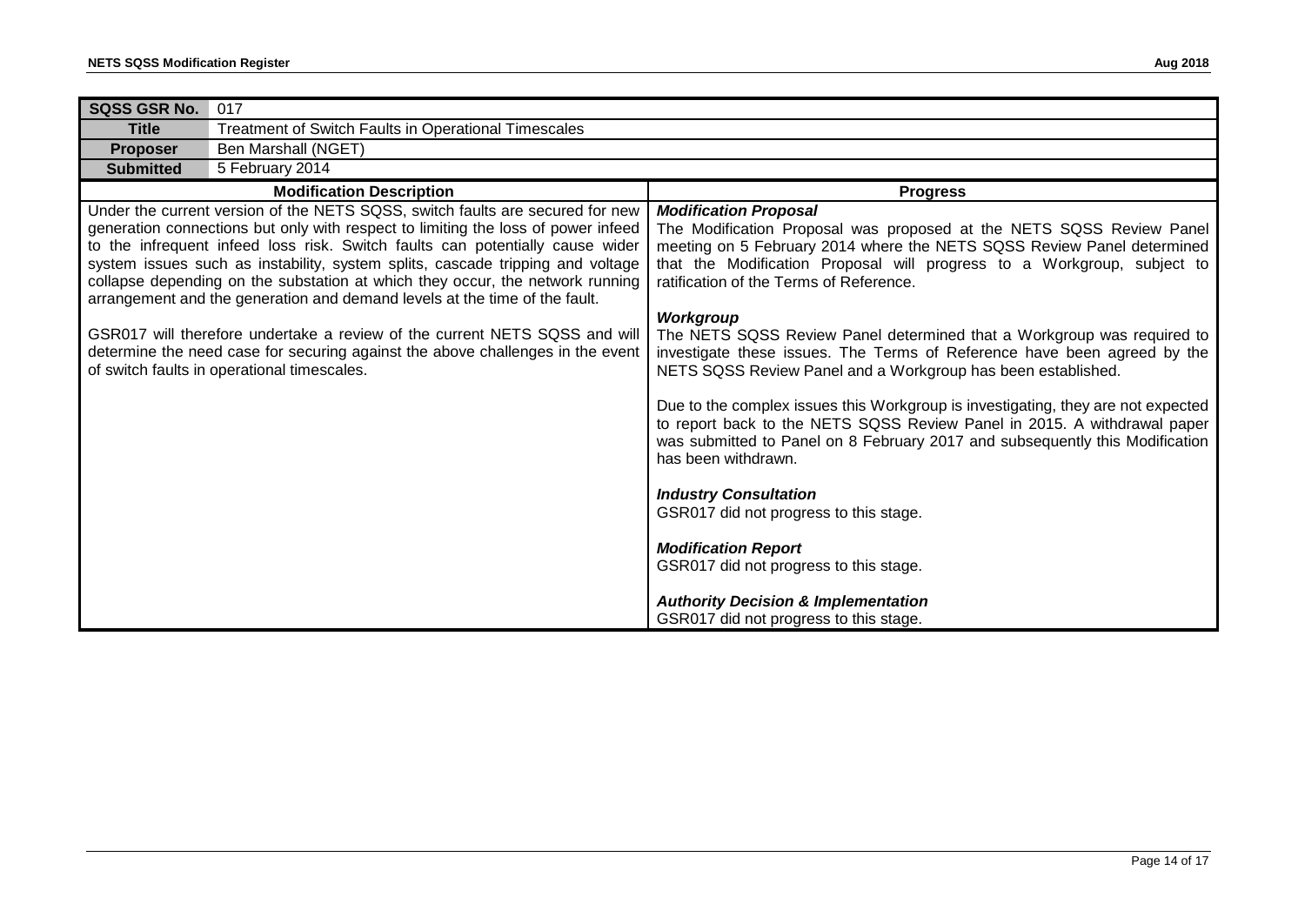| SQSS GSR No. | 017 |
| --- | --- |
| **Title** | Treatment of Switch Faults in Operational Timescales |
| **Proposer** | Ben Marshall (NGET) |
| **Submitted** | 5 February 2014 |

| Modification Description | Progress |
| --- | --- |
| Under the current version of the NETS SQSS, switch faults are secured for new generation connections but only with respect to limiting the loss of power infeed to the infrequent infeed loss risk. Switch faults can potentially cause wider system issues such as instability, system splits, cascade tripping and voltage collapse depending on the substation at which they occur, the network running arrangement and the generation and demand levels at the time of the fault.<br><br>GSR017 will therefore undertake a review of the current NETS SQSS and will determine the need case for securing against the above challenges in the event of switch faults in operational timescales. | ***Modification Proposal***<br>The Modification Proposal was proposed at the NETS SQSS Review Panel meeting on 5 February 2014 where the NETS SQSS Review Panel determined that the Modification Proposal will progress to a Workgroup, subject to ratification of the Terms of Reference.<br><br>***Workgroup***<br>The NETS SQSS Review Panel determined that a Workgroup was required to investigate these issues. The Terms of Reference have been agreed by the NETS SQSS Review Panel and a Workgroup has been established.<br><br>Due to the complex issues this Workgroup is investigating, they are not expected to report back to the NETS SQSS Review Panel in 2015. A withdrawal paper was submitted to Panel on 8 February 2017 and subsequently this Modification has been withdrawn.<br><br>***Industry Consultation***<br>GSR017 did not progress to this stage.<br><br>***Modification Report***<br>GSR017 did not progress to this stage.<br><br>***Authority Decision & Implementation***<br>GSR017 did not progress to this stage. |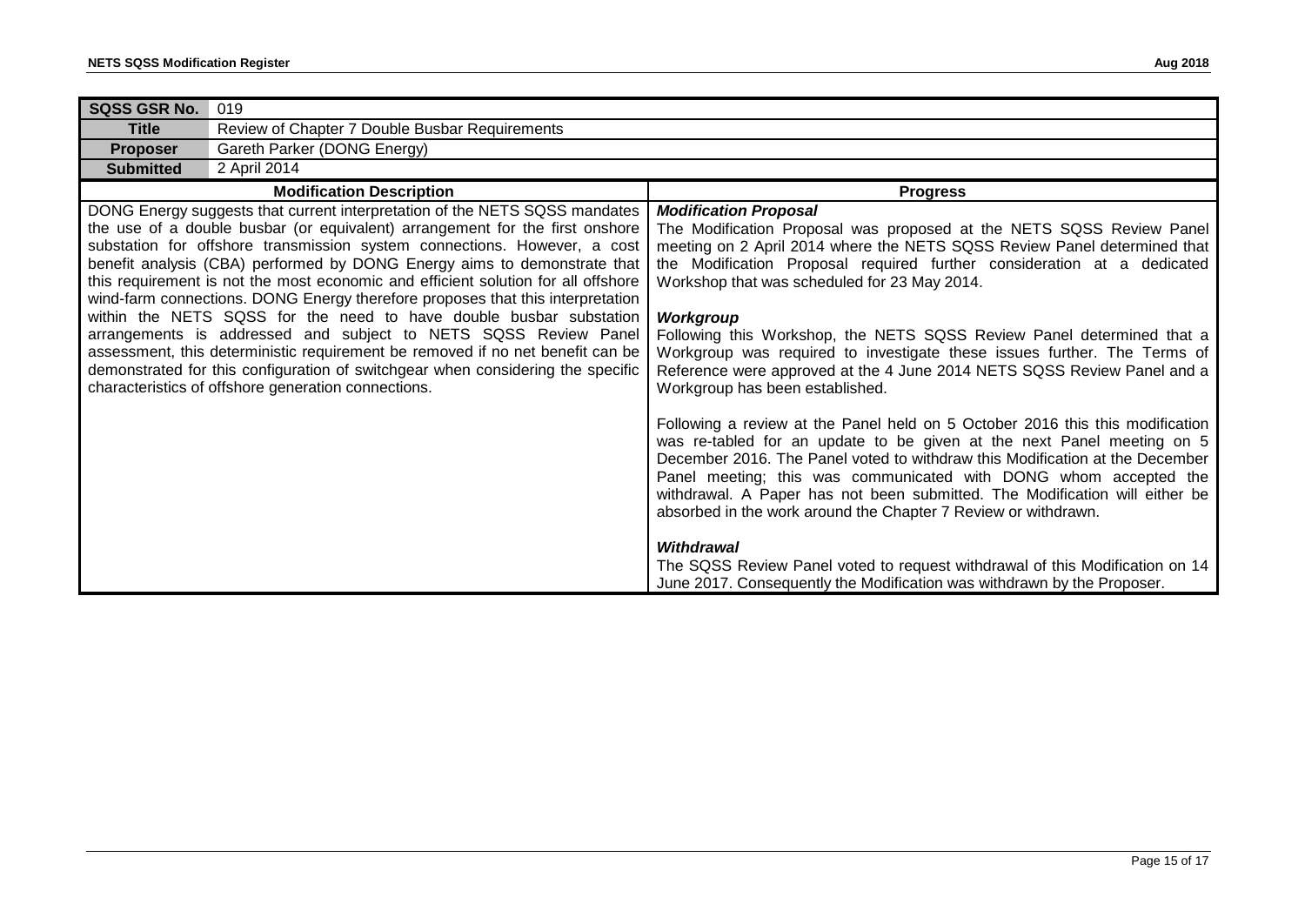| SQSS GSR No. | 019 |
|---|---|
| **Title** | Review of Chapter 7 Double Busbar Requirements |
| **Proposer** | Gareth Parker (DONG Energy) |
| **Submitted** | 2 April 2014 |

| Modification Description | Progress |
|---|---|
| DONG Energy suggests that current interpretation of the NETS SQSS mandates the use of a double busbar (or equivalent) arrangement for the first onshore substation for offshore transmission system connections. However, a cost benefit analysis (CBA) performed by DONG Energy aims to demonstrate that this requirement is not the most economic and efficient solution for all offshore wind-farm connections. DONG Energy therefore proposes that this interpretation within the NETS SQSS for the need to have double busbar substation arrangements is addressed and subject to NETS SQSS Review Panel assessment, this deterministic requirement be removed if no net benefit can be demonstrated for this configuration of switchgear when considering the specific characteristics of offshore generation connections. | ***Modification Proposal***<br>The Modification Proposal was proposed at the NETS SQSS Review Panel meeting on 2 April 2014 where the NETS SQSS Review Panel determined that the Modification Proposal required further consideration at a dedicated Workshop that was scheduled for 23 May 2014.<br><br>***Workgroup***<br>Following this Workshop, the NETS SQSS Review Panel determined that a Workgroup was required to investigate these issues further. The Terms of Reference were approved at the 4 June 2014 NETS SQSS Review Panel and a Workgroup has been established.<br><br>Following a review at the Panel held on 5 October 2016 this this modification was re-tabled for an update to be given at the next Panel meeting on 5 December 2016. The Panel voted to withdraw this Modification at the December Panel meeting; this was communicated with DONG whom accepted the withdrawal. A Paper has not been submitted. The Modification will either be absorbed in the work around the Chapter 7 Review or withdrawn.<br><br>***Withdrawal***<br>The SQSS Review Panel voted to request withdrawal of this Modification on 14 June 2017. Consequently the Modification was withdrawn by the Proposer. |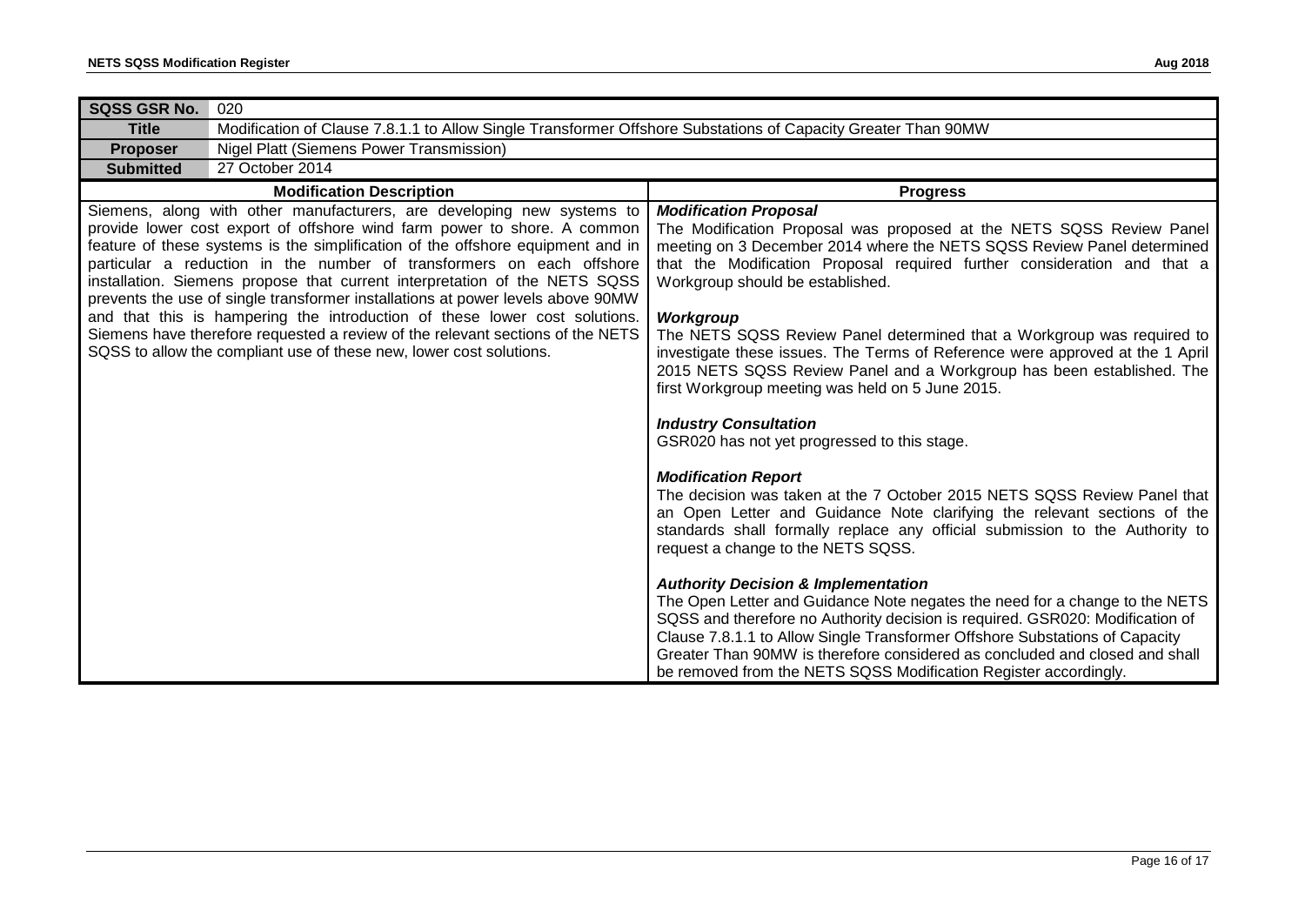| SQSS GSR No. | 020 |
| --- | --- |
| **Title** | Modification of Clause 7.8.1.1 to Allow Single Transformer Offshore Substations of Capacity Greater Than 90MW |
| **Proposer** | Nigel Platt (Siemens Power Transmission) |
| **Submitted** | 27 October 2014 |

| Modification Description | Progress |
| --- | --- |
| Siemens, along with other manufacturers, are developing new systems to provide lower cost export of offshore wind farm power to shore. A common feature of these systems is the simplification of the offshore equipment and in particular a reduction in the number of transformers on each offshore installation. Siemens propose that current interpretation of the NETS SQSS prevents the use of single transformer installations at power levels above 90MW and that this is hampering the introduction of these lower cost solutions. Siemens have therefore requested a review of the relevant sections of the NETS SQSS to allow the compliant use of these new, lower cost solutions. | ***Modification Proposal***<br>The Modification Proposal was proposed at the NETS SQSS Review Panel meeting on 3 December 2014 where the NETS SQSS Review Panel determined that the Modification Proposal required further consideration and that a Workgroup should be established.<br><br>***Workgroup***<br>The NETS SQSS Review Panel determined that a Workgroup was required to investigate these issues. The Terms of Reference were approved at the 1 April 2015 NETS SQSS Review Panel and a Workgroup has been established. The first Workgroup meeting was held on 5 June 2015.<br><br>***Industry Consultation***<br>GSR020 has not yet progressed to this stage.<br><br>***Modification Report***<br>The decision was taken at the 7 October 2015 NETS SQSS Review Panel that an Open Letter and Guidance Note clarifying the relevant sections of the standards shall formally replace any official submission to the Authority to request a change to the NETS SQSS.<br><br>***Authority Decision & Implementation***<br>The Open Letter and Guidance Note negates the need for a change to the NETS SQSS and therefore no Authority decision is required. GSR020: Modification of Clause 7.8.1.1 to Allow Single Transformer Offshore Substations of Capacity Greater Than 90MW is therefore considered as concluded and closed and shall be removed from the NETS SQSS Modification Register accordingly. |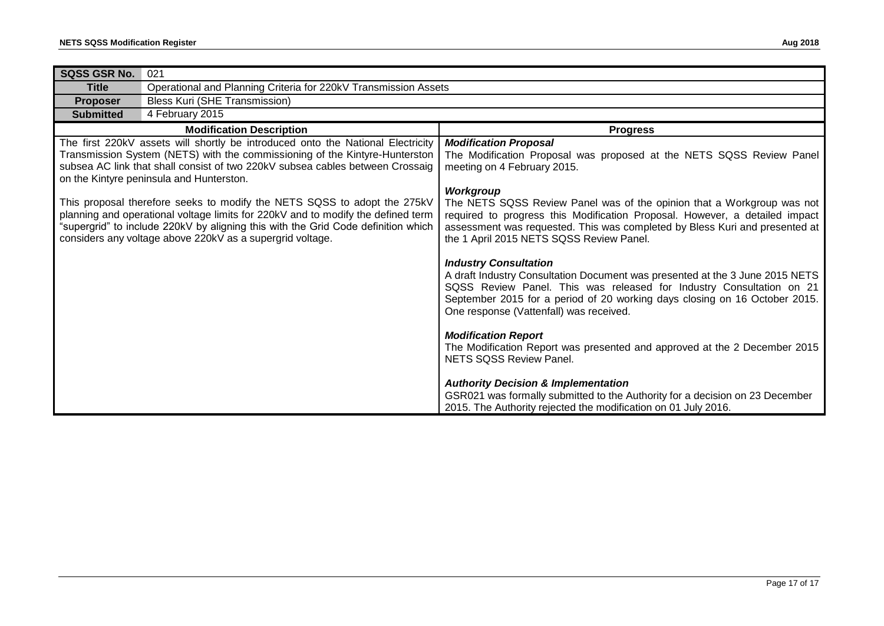| | |
|---|---|
| **SQSS GSR No.** | 021 |
| **Title** | Operational and Planning Criteria for 220kV Transmission Assets |
| **Proposer** | Bless Kuri (SHE Transmission) |
| **Submitted** | 4 February 2015 |

| Modification Description | Progress |
|---|---|
| The first 220kV assets will shortly be introduced onto the National Electricity Transmission System (NETS) with the commissioning of the Kintyre-Hunterston subsea AC link that shall consist of two 220kV subsea cables between Crossaig on the Kintyre peninsula and Hunterston.<br><br>This proposal therefore seeks to modify the NETS SQSS to adopt the 275kV planning and operational voltage limits for 220kV and to modify the defined term "supergrid" to include 220kV by aligning this with the Grid Code definition which considers any voltage above 220kV as a supergrid voltage. | ***Modification Proposal***<br>The Modification Proposal was proposed at the NETS SQSS Review Panel meeting on 4 February 2015.<br><br>***Workgroup***<br>The NETS SQSS Review Panel was of the opinion that a Workgroup was not required to progress this Modification Proposal. However, a detailed impact assessment was requested. This was completed by Bless Kuri and presented at the 1 April 2015 NETS SQSS Review Panel.<br><br>***Industry Consultation***<br>A draft Industry Consultation Document was presented at the 3 June 2015 NETS SQSS Review Panel. This was released for Industry Consultation on 21 September 2015 for a period of 20 working days closing on 16 October 2015. One response (Vattenfall) was received.<br><br>***Modification Report***<br>The Modification Report was presented and approved at the 2 December 2015 NETS SQSS Review Panel.<br><br>***Authority Decision & Implementation***<br>GSR021 was formally submitted to the Authority for a decision on 23 December 2015. The Authority rejected the modification on 01 July 2016. |